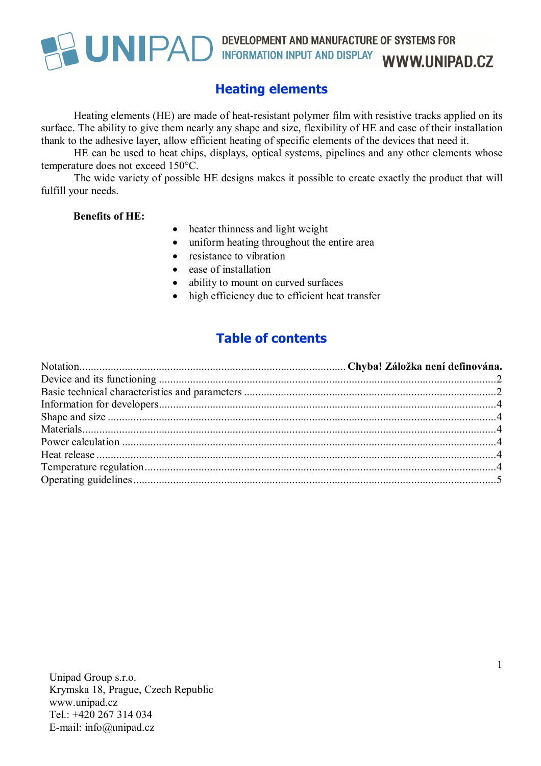UNIPAD DEVELOPMENT AND MANUFACTURE OF SYSTEMS FOR INFORMATION INPUT AND DISPLAY WWW.UNIPAD.CZ

# Heating elements

Heating elements (HE) are made of heat-resistant polymer film with resistive tracks applied on its surface. The ability to give them nearly any shape and size, flexibility of HE and ease of their installation thank to the adhesive layer, allow efficient heating of specific elements of the devices that need it.

HE can be used to heat chips, displays, optical systems, pipelines and any other elements whose temperature does not exceed 150°C.

The wide variety of possible HE designs makes it possible to create exactly the product that will fulfill your needs.

**Benefits of HE:**

- heater thinness and light weight
- uniform heating throughout the entire area
- resistance to vibration
- ease of installation
- ability to mount on curved surfaces
- high efficiency due to efficient heat transfer

## Table of contents

Notation............................................................................................ **Chyba! Záložka není definována.**
Device and its functioning .......................................................................................................2
Basic technical characteristics and parameters .........................................................................2
Information for developers.......................................................................................................4
Shape and size .........................................................................................................................4
Materials..................................................................................................................................4
Power calculation ....................................................................................................................4
Heat release .............................................................................................................................4
Temperature regulation............................................................................................................4
Operating guidelines................................................................................................................5

Unipad Group s.r.o.
Krymska 18, Prague, Czech Republic
www.unipad.cz
Tel.: +420 267 314 034
E-mail: info@unipad.cz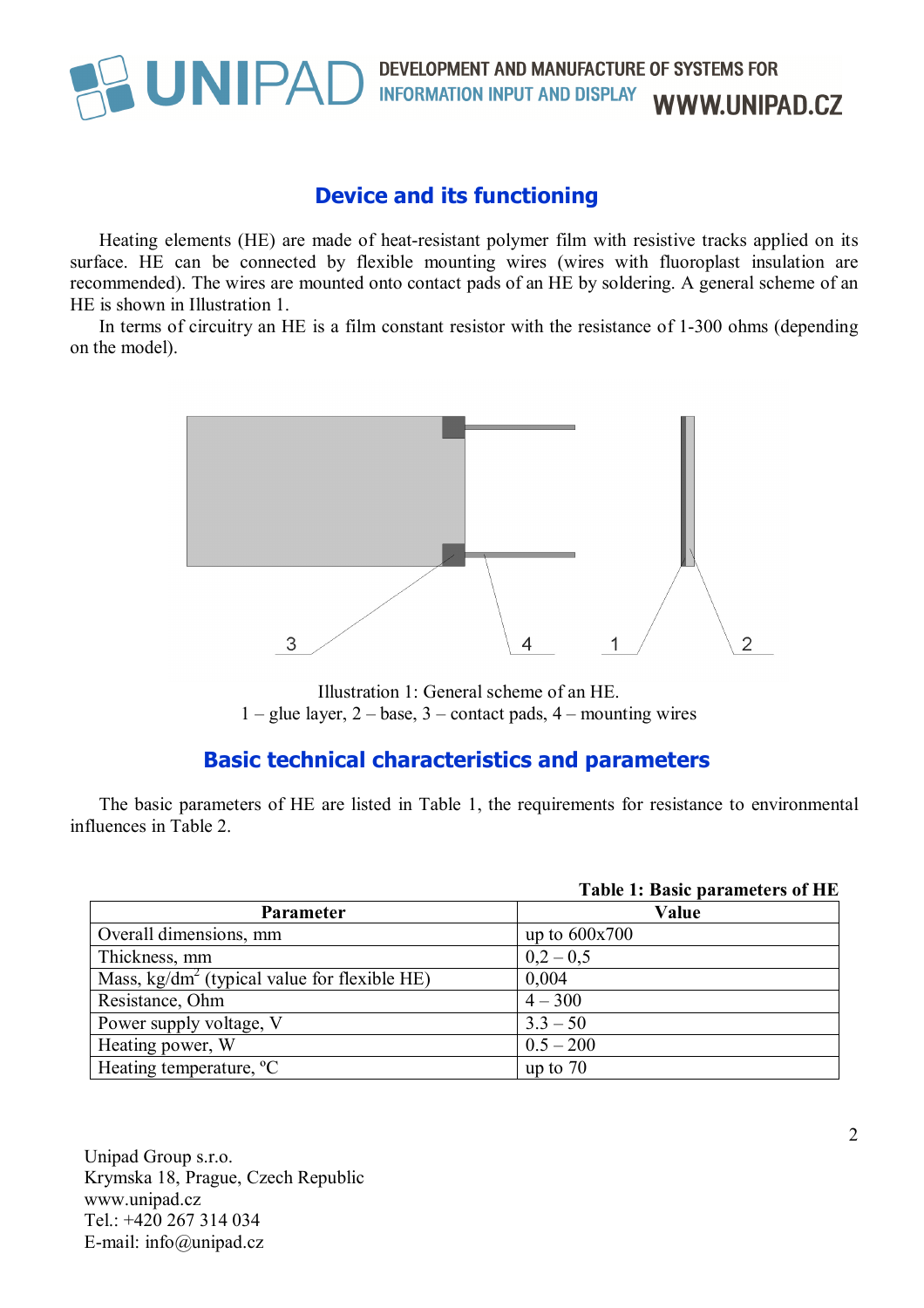## Device and its functioning

Heating elements (HE) are made of heat-resistant polymer film with resistive tracks applied on its surface. HE can be connected by flexible mounting wires (wires with fluoroplast insulation are recommended). The wires are mounted onto contact pads of an HE by soldering. A general scheme of an HE is shown in Illustration 1.

In terms of circuitry an HE is a film constant resistor with the resistance of 1-300 ohms (depending on the model).

Illustration 1: General scheme of an HE.
1 – glue layer, 2 – base, 3 – contact pads, 4 – mounting wires

## Basic technical characteristics and parameters

The basic parameters of HE are listed in Table 1, the requirements for resistance to environmental influences in Table 2.

**Table 1: Basic parameters of HE**

| Parameter | Value |
|---|---|
| Overall dimensions, mm | up to 600x700 |
| Thickness, mm | 0,2 – 0,5 |
| Mass, kg/dm$^2$ (typical value for flexible HE) | 0,004 |
| Resistance, Ohm | 4 – 300 |
| Power supply voltage, V | 3.3 – 50 |
| Heating power, W | 0.5 – 200 |
| Heating temperature, ºC | up to 70 |

Unipad Group s.r.o.
Krymska 18, Prague, Czech Republic
www.unipad.cz
Tel.: +420 267 314 034
E-mail: info@unipad.cz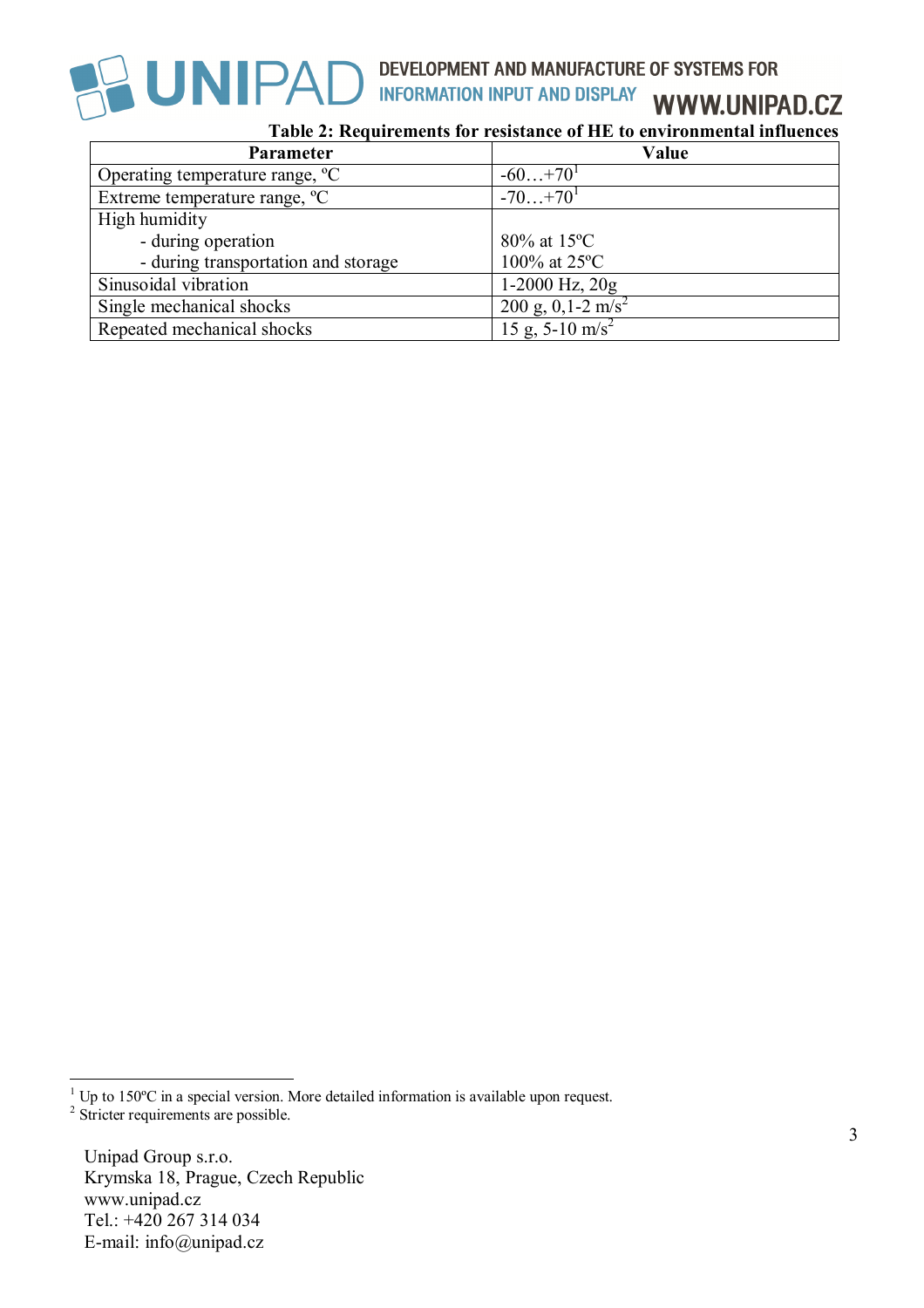**Table 2: Requirements for resistance of HE to environmental influences**

| Parameter | Value |
|---|---|
| Operating temperature range, ºC | -60…+70[1] |
| Extreme temperature range, ºC | -70…+70[1] |
| High humidity<br>- during operation<br>- during transportation and storage | <br>80% at 15ºC<br>100% at 25ºC |
| Sinusoidal vibration | 1-2000 Hz, 20g |
| Single mechanical shocks | 200 g, 0,1-2 m/s[2] |
| Repeated mechanical shocks | 15 g, 5-10 m/s[2] |

[1] Up to 150ºC in a special version. More detailed information is available upon request.
[2] Stricter requirements are possible.

Unipad Group s.r.o.
Krymska 18, Prague, Czech Republic
www.unipad.cz
Tel.: +420 267 314 034
E-mail: info@unipad.cz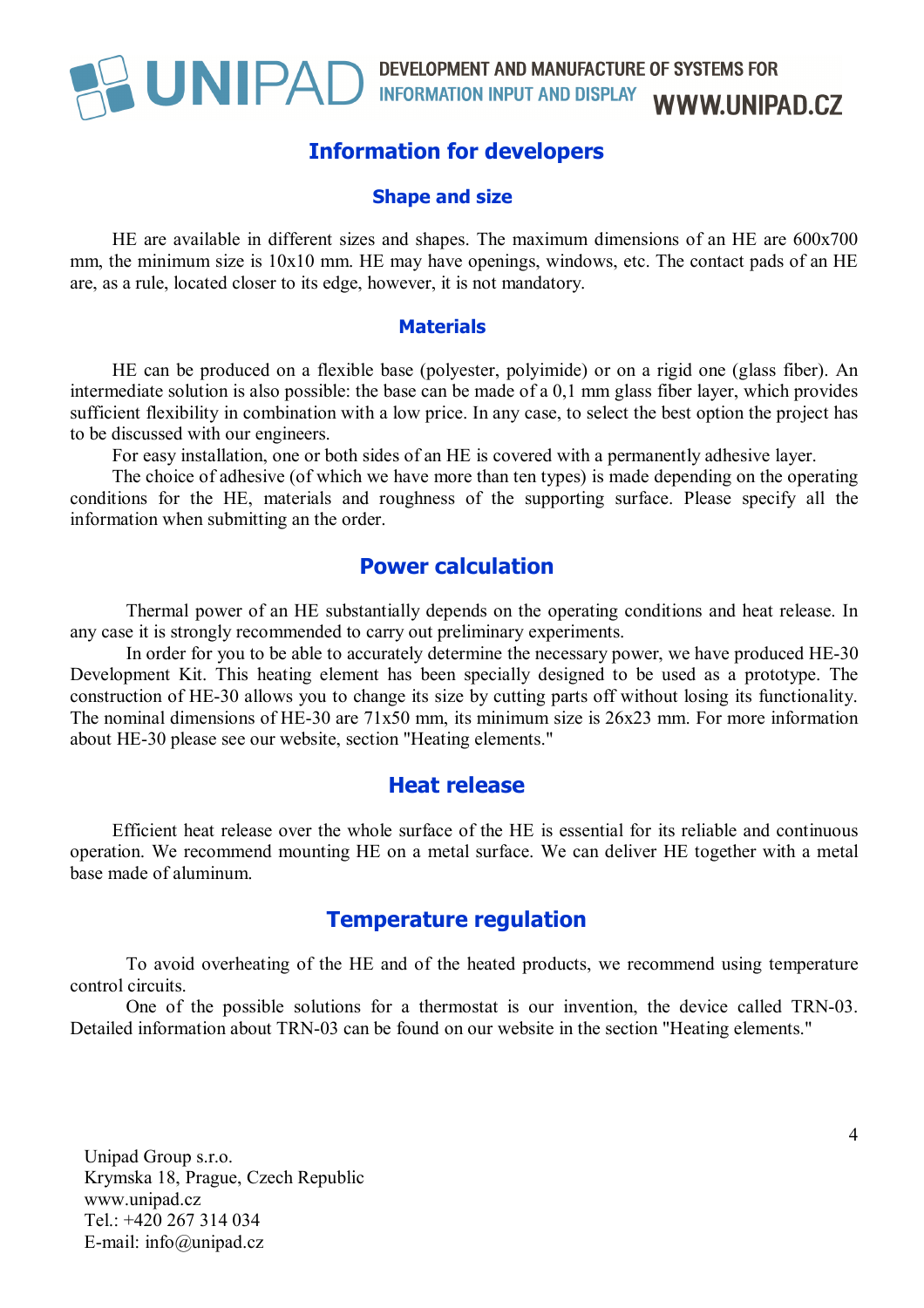# Information for developers

## Shape and size

HE are available in different sizes and shapes. The maximum dimensions of an HE are 600x700 mm, the minimum size is 10x10 mm. HE may have openings, windows, etc. The contact pads of an HE are, as a rule, located closer to its edge, however, it is not mandatory.

## Materials

HE can be produced on a flexible base (polyester, polyimide) or on a rigid one (glass fiber). An intermediate solution is also possible: the base can be made of a 0,1 mm glass fiber layer, which provides sufficient flexibility in combination with a low price. In any case, to select the best option the project has to be discussed with our engineers.

For easy installation, one or both sides of an HE is covered with a permanently adhesive layer.

The choice of adhesive (of which we have more than ten types) is made depending on the operating conditions for the HE, materials and roughness of the supporting surface. Please specify all the information when submitting an the order.

## Power calculation

Thermal power of an HE substantially depends on the operating conditions and heat release. In any case it is strongly recommended to carry out preliminary experiments.

In order for you to be able to accurately determine the necessary power, we have produced HE-30 Development Kit. This heating element has been specially designed to be used as a prototype. The construction of HE-30 allows you to change its size by cutting parts off without losing its functionality. The nominal dimensions of HE-30 are 71x50 mm, its minimum size is 26x23 mm. For more information about HE-30 please see our website, section "Heating elements."

## Heat release

Efficient heat release over the whole surface of the HE is essential for its reliable and continuous operation. We recommend mounting HE on a metal surface. We can deliver HE together with a metal base made of aluminum.

## Temperature regulation

To avoid overheating of the HE and of the heated products, we recommend using temperature control circuits.

One of the possible solutions for a thermostat is our invention, the device called TRN-03. Detailed information about TRN-03 can be found on our website in the section "Heating elements."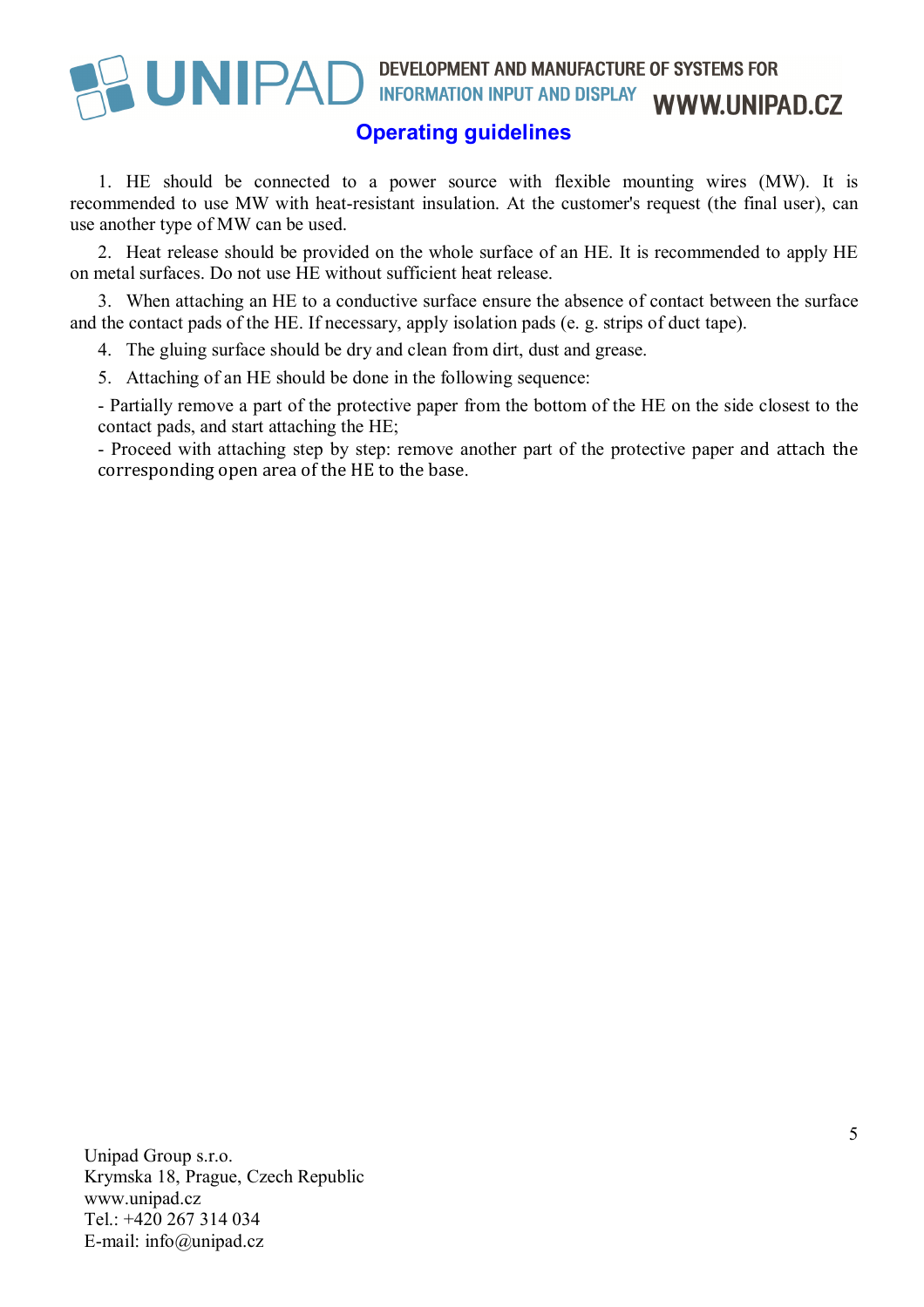## Operating guidelines

1. HE should be connected to a power source with flexible mounting wires (MW). It is recommended to use MW with heat-resistant insulation. At the customer's request (the final user), can use another type of MW can be used.

2. Heat release should be provided on the whole surface of an HE. It is recommended to apply HE on metal surfaces. Do not use HE without sufficient heat release.

3. When attaching an HE to a conductive surface ensure the absence of contact between the surface and the contact pads of the HE. If necessary, apply isolation pads (e. g. strips of duct tape).

4. The gluing surface should be dry and clean from dirt, dust and grease.

5. Attaching of an HE should be done in the following sequence:

- Partially remove a part of the protective paper from the bottom of the HE on the side closest to the contact pads, and start attaching the HE;
- Proceed with attaching step by step: remove another part of the protective paper and attach the corresponding open area of the HE to the base.

Unipad Group s.r.o.
Krymska 18, Prague, Czech Republic
www.unipad.cz
Tel.: +420 267 314 034
E-mail: info@unipad.cz